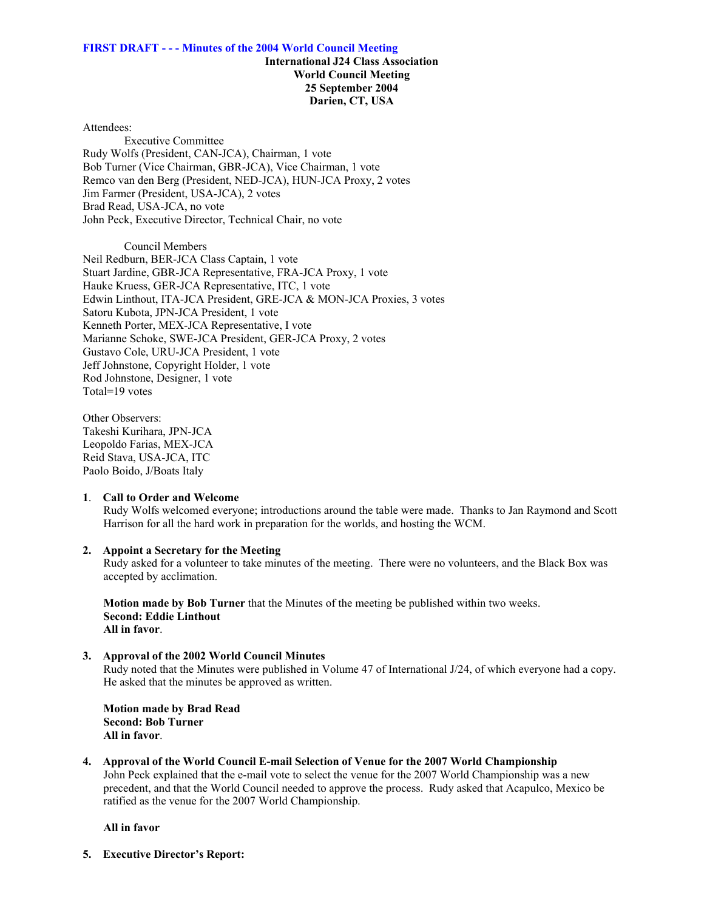**FIRST DRAFT - - - Minutes of the 2004 World Council Meeting**

**International J24 Class Association**
**World Council Meeting**
**25 September 2004**
**Darien, CT, USA**

Attendees:

Executive Committee

Rudy Wolfs (President, CAN-JCA), Chairman, 1 vote
Bob Turner (Vice Chairman, GBR-JCA), Vice Chairman, 1 vote
Remco van den Berg (President, NED-JCA), HUN-JCA Proxy, 2 votes
Jim Farmer (President, USA-JCA), 2 votes
Brad Read, USA-JCA, no vote
John Peck, Executive Director, Technical Chair, no vote

Council Members

Neil Redburn, BER-JCA Class Captain, 1 vote
Stuart Jardine, GBR-JCA Representative, FRA-JCA Proxy, 1 vote
Hauke Kruess, GER-JCA Representative, ITC, 1 vote
Edwin Linthout, ITA-JCA President, GRE-JCA & MON-JCA Proxies, 3 votes
Satoru Kubota, JPN-JCA President, 1 vote
Kenneth Porter, MEX-JCA Representative, I vote
Marianne Schoke, SWE-JCA President, GER-JCA Proxy, 2 votes
Gustavo Cole, URU-JCA President, 1 vote
Jeff Johnstone, Copyright Holder, 1 vote
Rod Johnstone, Designer, 1 vote
Total=19 votes

Other Observers:
Takeshi Kurihara, JPN-JCA
Leopoldo Farias, MEX-JCA
Reid Stava, USA-JCA, ITC
Paolo Boido, J/Boats Italy

**1. Call to Order and Welcome**

Rudy Wolfs welcomed everyone; introductions around the table were made. Thanks to Jan Raymond and Scott Harrison for all the hard work in preparation for the worlds, and hosting the WCM.

**2. Appoint a Secretary for the Meeting**

Rudy asked for a volunteer to take minutes of the meeting. There were no volunteers, and the Black Box was accepted by acclimation.

**Motion made by Bob Turner** that the Minutes of the meeting be published within two weeks.
**Second: Eddie Linthout**
**All in favor**.

**3. Approval of the 2002 World Council Minutes**

Rudy noted that the Minutes were published in Volume 47 of International J/24, of which everyone had a copy. He asked that the minutes be approved as written.

**Motion made by Brad Read**
**Second: Bob Turner**
**All in favor**.

**4. Approval of the World Council E-mail Selection of Venue for the 2007 World Championship**

John Peck explained that the e-mail vote to select the venue for the 2007 World Championship was a new precedent, and that the World Council needed to approve the process. Rudy asked that Acapulco, Mexico be ratified as the venue for the 2007 World Championship.

**All in favor**

**5. Executive Director's Report:**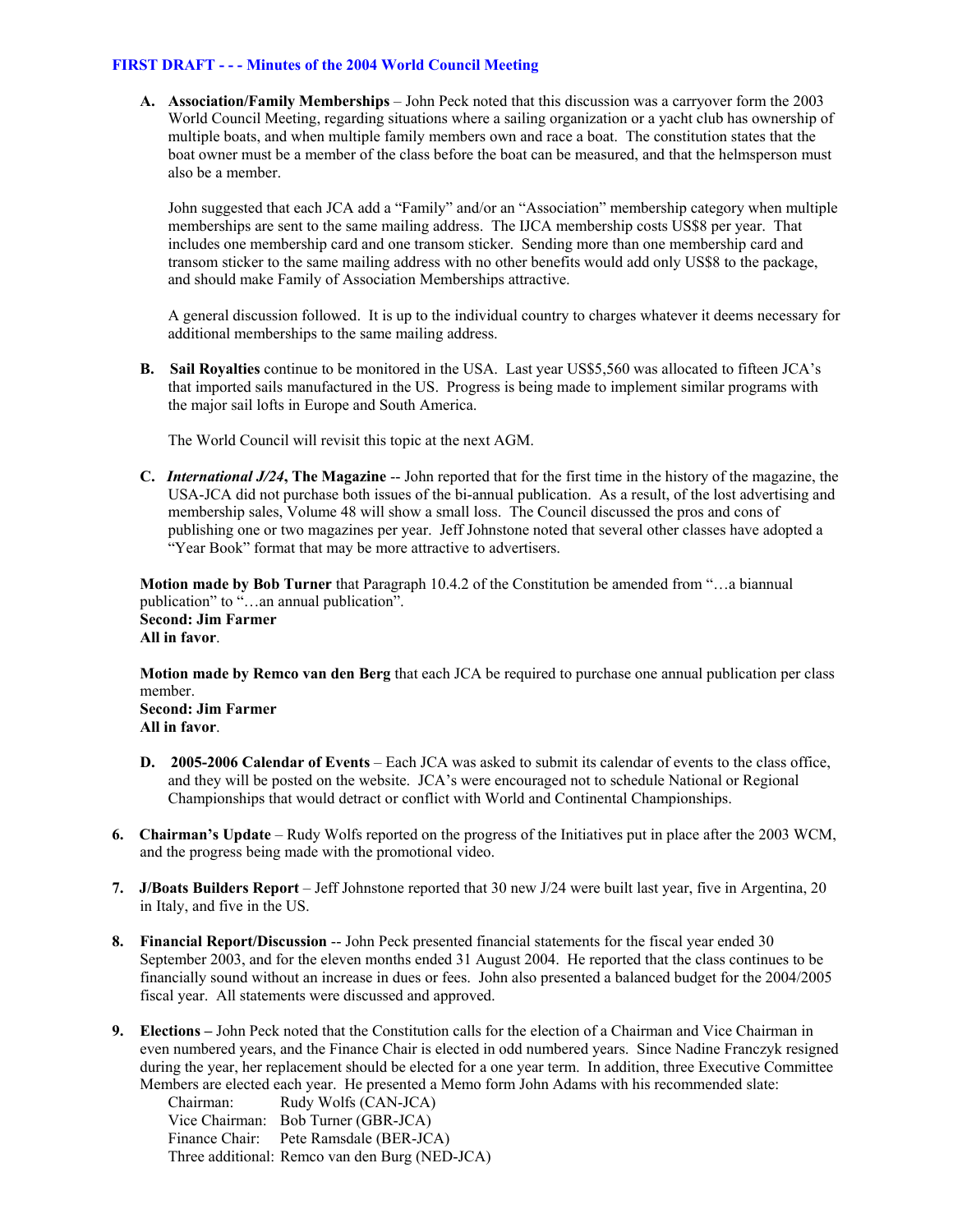**FIRST DRAFT - - - Minutes of the 2004 World Council Meeting**

A. **Association/Family Memberships** – John Peck noted that this discussion was a carryover form the 2003 World Council Meeting, regarding situations where a sailing organization or a yacht club has ownership of multiple boats, and when multiple family members own and race a boat. The constitution states that the boat owner must be a member of the class before the boat can be measured, and that the helmsperson must also be a member.

   John suggested that each JCA add a "Family" and/or an "Association" membership category when multiple memberships are sent to the same mailing address. The IJCA membership costs US$8 per year. That includes one membership card and one transom sticker. Sending more than one membership card and transom sticker to the same mailing address with no other benefits would add only US$8 to the package, and should make Family of Association Memberships attractive.

   A general discussion followed. It is up to the individual country to charges whatever it deems necessary for additional memberships to the same mailing address.

B. **Sail Royalties** continue to be monitored in the USA. Last year US$5,560 was allocated to fifteen JCA's that imported sails manufactured in the US. Progress is being made to implement similar programs with the major sail lofts in Europe and South America.

   The World Council will revisit this topic at the next AGM.

C. ***International J/24*, The Magazine** -- John reported that for the first time in the history of the magazine, the USA-JCA did not purchase both issues of the bi-annual publication. As a result, of the lost advertising and membership sales, Volume 48 will show a small loss. The Council discussed the pros and cons of publishing one or two magazines per year. Jeff Johnstone noted that several other classes have adopted a "Year Book" format that may be more attractive to advertisers.

**Motion made by Bob Turner** that Paragraph 10.4.2 of the Constitution be amended from "…a biannual publication" to "…an annual publication".
**Second: Jim Farmer**
**All in favor**.

**Motion made by Remco van den Berg** that each JCA be required to purchase one annual publication per class member.
**Second: Jim Farmer**
**All in favor**.

D. **2005-2006 Calendar of Events** – Each JCA was asked to submit its calendar of events to the class office, and they will be posted on the website. JCA's were encouraged not to schedule National or Regional Championships that would detract or conflict with World and Continental Championships.

6. **Chairman's Update** – Rudy Wolfs reported on the progress of the Initiatives put in place after the 2003 WCM, and the progress being made with the promotional video.

7. **J/Boats Builders Report** – Jeff Johnstone reported that 30 new J/24 were built last year, five in Argentina, 20 in Italy, and five in the US.

8. **Financial Report/Discussion** -- John Peck presented financial statements for the fiscal year ended 30 September 2003, and for the eleven months ended 31 August 2004. He reported that the class continues to be financially sound without an increase in dues or fees. John also presented a balanced budget for the 2004/2005 fiscal year. All statements were discussed and approved.

9. **Elections –** John Peck noted that the Constitution calls for the election of a Chairman and Vice Chairman in even numbered years, and the Finance Chair is elected in odd numbered years. Since Nadine Franczyk resigned during the year, her replacement should be elected for a one year term. In addition, three Executive Committee Members are elected each year. He presented a Memo form John Adams with his recommended slate:

   Chairman: Rudy Wolfs (CAN-JCA)
   Vice Chairman: Bob Turner (GBR-JCA)
   Finance Chair: Pete Ramsdale (BER-JCA)
   Three additional: Remco van den Burg (NED-JCA)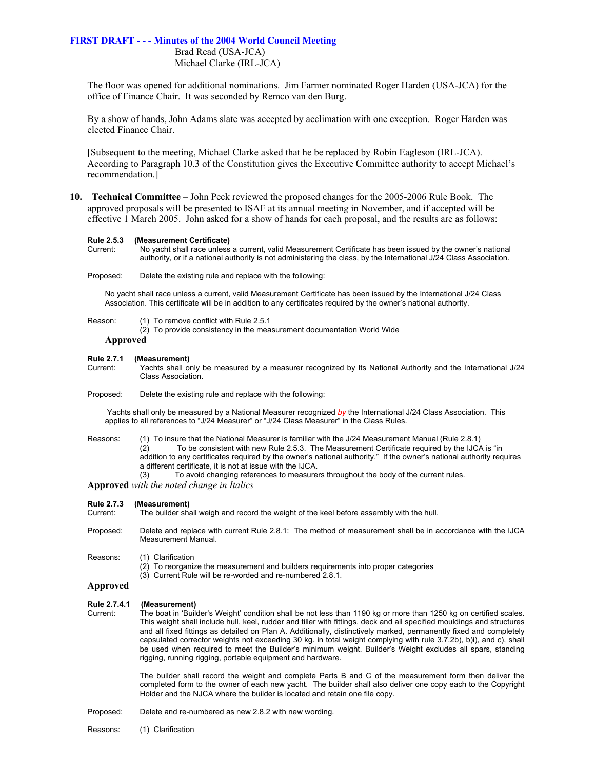**FIRST DRAFT - - - Minutes of the 2004 World Council Meeting**

Brad Read (USA-JCA)
Michael Clarke (IRL-JCA)

The floor was opened for additional nominations. Jim Farmer nominated Roger Harden (USA-JCA) for the office of Finance Chair. It was seconded by Remco van den Burg.

By a show of hands, John Adams slate was accepted by acclimation with one exception. Roger Harden was elected Finance Chair.

[Subsequent to the meeting, Michael Clarke asked that he be replaced by Robin Eagleson (IRL-JCA). According to Paragraph 10.3 of the Constitution gives the Executive Committee authority to accept Michael's recommendation.]

**10. Technical Committee** – John Peck reviewed the proposed changes for the 2005-2006 Rule Book. The approved proposals will be presented to ISAF at its annual meeting in November, and if accepted will be effective 1 March 2005. John asked for a show of hands for each proposal, and the results are as follows:

**Rule 2.5.3 (Measurement Certificate)**

Current: No yacht shall race unless a current, valid Measurement Certificate has been issued by the owner's national authority, or if a national authority is not administering the class, by the International J/24 Class Association.

Proposed: Delete the existing rule and replace with the following:

No yacht shall race unless a current, valid Measurement Certificate has been issued by the International J/24 Class Association. This certificate will be in addition to any certificates required by the owner's national authority.

Reason: (1) To remove conflict with Rule 2.5.1
(2) To provide consistency in the measurement documentation World Wide

**Approved**

**Rule 2.7.1 (Measurement)**

Current: Yachts shall only be measured by a measurer recognized by Its National Authority and the International J/24 Class Association.

Proposed: Delete the existing rule and replace with the following:

Yachts shall only be measured by a National Measurer recognized *by* the International J/24 Class Association. This applies to all references to "J/24 Measurer" or "J/24 Class Measurer" in the Class Rules.

Reasons: (1) To insure that the National Measurer is familiar with the J/24 Measurement Manual (Rule 2.8.1)
(2) To be consistent with new Rule 2.5.3. The Measurement Certificate required by the IJCA is "in addition to any certificates required by the owner's national authority." If the owner's national authority requires a different certificate, it is not at issue with the IJCA.
(3) To avoid changing references to measurers throughout the body of the current rules.

**Approved** *with the noted change in Italics*

**Rule 2.7.3 (Measurement)**

Current: The builder shall weigh and record the weight of the keel before assembly with the hull.

Proposed: Delete and replace with current Rule 2.8.1: The method of measurement shall be in accordance with the IJCA Measurement Manual.

Reasons: (1) Clarification
(2) To reorganize the measurement and builders requirements into proper categories
(3) Current Rule will be re-worded and re-numbered 2.8.1.

**Approved**

**Rule 2.7.4.1 (Measurement)**

Current: The boat in 'Builder's Weight' condition shall be not less than 1190 kg or more than 1250 kg on certified scales. This weight shall include hull, keel, rudder and tiller with fittings, deck and all specified mouldings and structures and all fixed fittings as detailed on Plan A. Additionally, distinctively marked, permanently fixed and completely capsulated corrector weights not exceeding 30 kg. in total weight complying with rule 3.7.2b), b)i), and c), shall be used when required to meet the Builder's minimum weight. Builder's Weight excludes all spars, standing rigging, running rigging, portable equipment and hardware.

The builder shall record the weight and complete Parts B and C of the measurement form then deliver the completed form to the owner of each new yacht. The builder shall also deliver one copy each to the Copyright Holder and the NJCA where the builder is located and retain one file copy.

Proposed: Delete and re-numbered as new 2.8.2 with new wording.

Reasons: (1) Clarification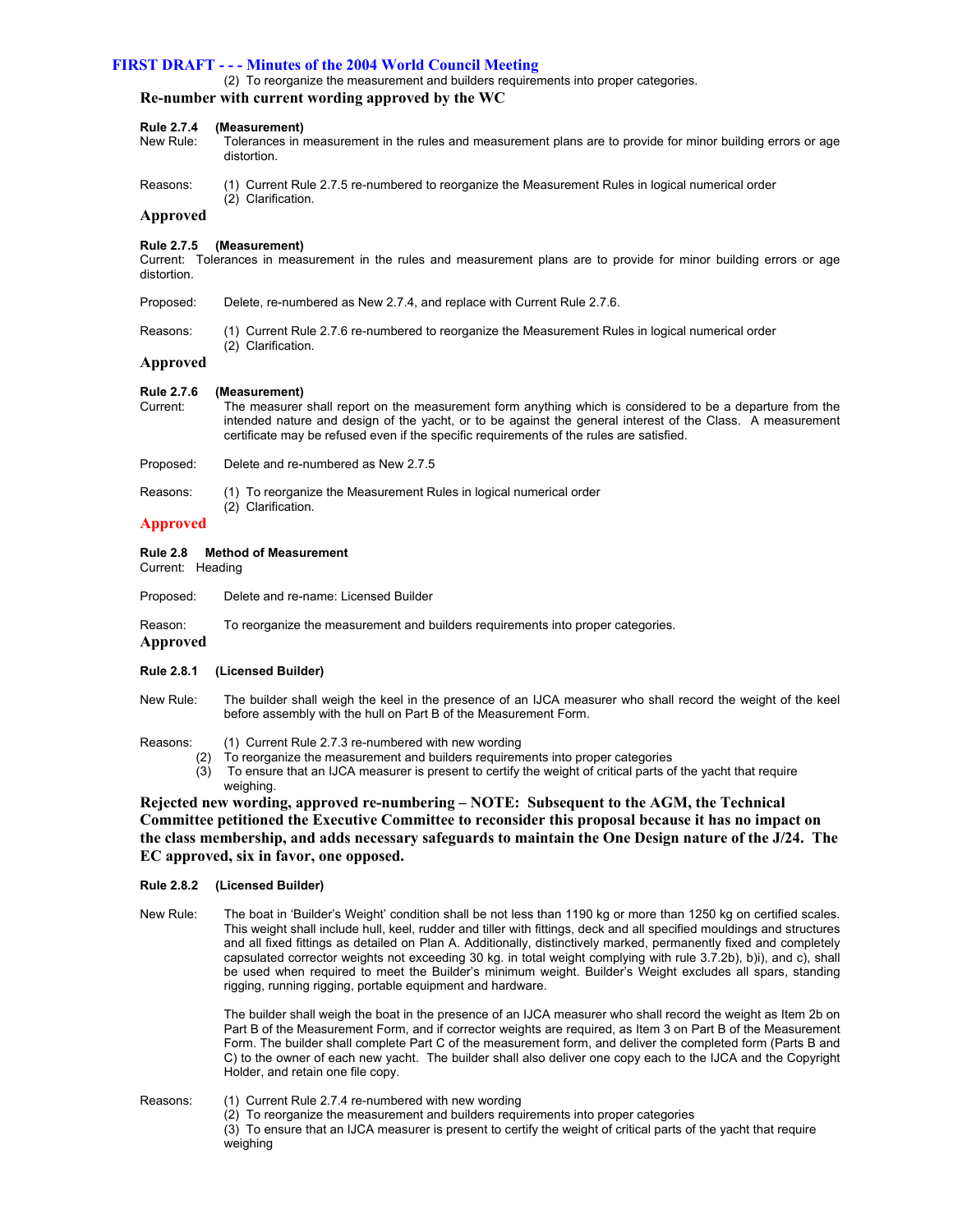(2) To reorganize the measurement and builders requirements into proper categories.

**Re-number with current wording approved by the WC**

**Rule 2.7.4 (Measurement)**

New Rule: Tolerances in measurement in the rules and measurement plans are to provide for minor building errors or age distortion.

Reasons: (1) Current Rule 2.7.5 re-numbered to reorganize the Measurement Rules in logical numerical order
(2) Clarification.

**Approved**

**Rule 2.7.5 (Measurement)**

Current: Tolerances in measurement in the rules and measurement plans are to provide for minor building errors or age distortion.

Proposed: Delete, re-numbered as New 2.7.4, and replace with Current Rule 2.7.6.

Reasons: (1) Current Rule 2.7.6 re-numbered to reorganize the Measurement Rules in logical numerical order
(2) Clarification.

**Approved**

**Rule 2.7.6 (Measurement)**

Current: The measurer shall report on the measurement form anything which is considered to be a departure from the intended nature and design of the yacht, or to be against the general interest of the Class. A measurement certificate may be refused even if the specific requirements of the rules are satisfied.

Proposed: Delete and re-numbered as New 2.7.5

Reasons: (1) To reorganize the Measurement Rules in logical numerical order
(2) Clarification.

**Approved**

**Rule 2.8 Method of Measurement**

Current: Heading

Proposed: Delete and re-name: Licensed Builder

Reason: To reorganize the measurement and builders requirements into proper categories.

**Approved**

**Rule 2.8.1 (Licensed Builder)**

New Rule: The builder shall weigh the keel in the presence of an IJCA measurer who shall record the weight of the keel before assembly with the hull on Part B of the Measurement Form.

Reasons: (1) Current Rule 2.7.3 re-numbered with new wording
(2) To reorganize the measurement and builders requirements into proper categories
(3) To ensure that an IJCA measurer is present to certify the weight of critical parts of the yacht that require weighing.

**Rejected new wording, approved re-numbering – NOTE: Subsequent to the AGM, the Technical Committee petitioned the Executive Committee to reconsider this proposal because it has no impact on the class membership, and adds necessary safeguards to maintain the One Design nature of the J/24. The EC approved, six in favor, one opposed.**

**Rule 2.8.2 (Licensed Builder)**

New Rule: The boat in 'Builder's Weight' condition shall be not less than 1190 kg or more than 1250 kg on certified scales. This weight shall include hull, keel, rudder and tiller with fittings, deck and all specified mouldings and structures and all fixed fittings as detailed on Plan A. Additionally, distinctively marked, permanently fixed and completely capsulated corrector weights not exceeding 30 kg. in total weight complying with rule 3.7.2b), b)i), and c), shall be used when required to meet the Builder's minimum weight. Builder's Weight excludes all spars, standing rigging, running rigging, portable equipment and hardware.

The builder shall weigh the boat in the presence of an IJCA measurer who shall record the weight as Item 2b on Part B of the Measurement Form, and if corrector weights are required, as Item 3 on Part B of the Measurement Form. The builder shall complete Part C of the measurement form, and deliver the completed form (Parts B and C) to the owner of each new yacht. The builder shall also deliver one copy each to the IJCA and the Copyright Holder, and retain one file copy.

Reasons: (1) Current Rule 2.7.4 re-numbered with new wording
(2) To reorganize the measurement and builders requirements into proper categories
(3) To ensure that an IJCA measurer is present to certify the weight of critical parts of the yacht that require weighing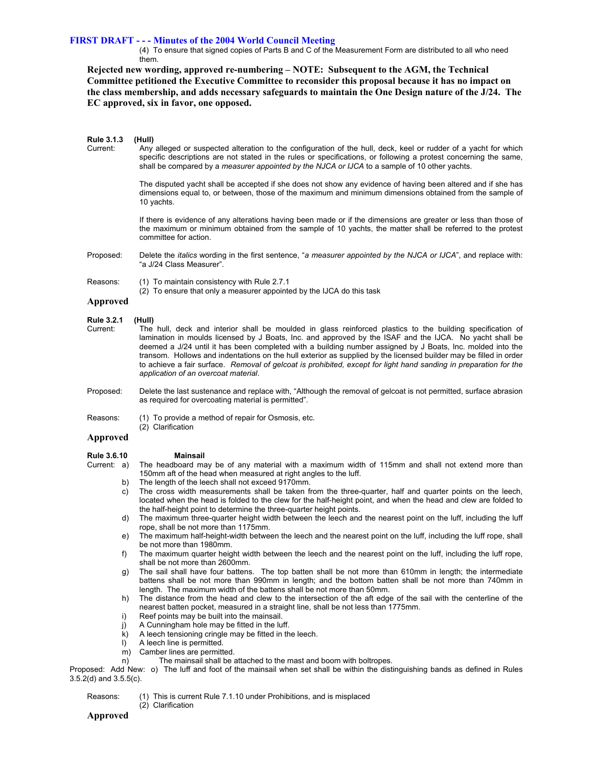(4) To ensure that signed copies of Parts B and C of the Measurement Form are distributed to all who need them.

**Rejected new wording, approved re-numbering – NOTE: Subsequent to the AGM, the Technical Committee petitioned the Executive Committee to reconsider this proposal because it has no impact on the class membership, and adds necessary safeguards to maintain the One Design nature of the J/24. The EC approved, six in favor, one opposed.**

**Rule 3.1.3 (Hull)**

Current: Any alleged or suspected alteration to the configuration of the hull, deck, keel or rudder of a yacht for which specific descriptions are not stated in the rules or specifications, or following a protest concerning the same, shall be compared by a *measurer appointed by the NJCA or IJCA* to a sample of 10 other yachts.

The disputed yacht shall be accepted if she does not show any evidence of having been altered and if she has dimensions equal to, or between, those of the maximum and minimum dimensions obtained from the sample of 10 yachts.

If there is evidence of any alterations having been made or if the dimensions are greater or less than those of the maximum or minimum obtained from the sample of 10 yachts, the matter shall be referred to the protest committee for action.

Proposed: Delete the *italics* wording in the first sentence, "*a measurer appointed by the NJCA or IJCA*", and replace with: "a J/24 Class Measurer".

Reasons: (1) To maintain consistency with Rule 2.7.1
(2) To ensure that only a measurer appointed by the IJCA do this task

**Approved**

**Rule 3.2.1 (Hull)**

Current: The hull, deck and interior shall be moulded in glass reinforced plastics to the building specification of lamination in moulds licensed by J Boats, Inc. and approved by the ISAF and the IJCA. No yacht shall be deemed a J/24 until it has been completed with a building number assigned by J Boats, Inc. molded into the transom. Hollows and indentations on the hull exterior as supplied by the licensed builder may be filled in order to achieve a fair surface. *Removal of gelcoat is prohibited, except for light hand sanding in preparation for the application of an overcoat material*.

Proposed: Delete the last sustenance and replace with, "Although the removal of gelcoat is not permitted, surface abrasion as required for overcoating material is permitted".

Reasons: (1) To provide a method of repair for Osmosis, etc.
(2) Clarification

**Approved**

**Rule 3.6.10 Mainsail**

Current:
a) The headboard may be of any material with a maximum width of 115mm and shall not extend more than 150mm aft of the head when measured at right angles to the luff.
b) The length of the leech shall not exceed 9170mm.
c) The cross width measurements shall be taken from the three-quarter, half and quarter points on the leech, located when the head is folded to the clew for the half-height point, and when the head and clew are folded to the half-height point to determine the three-quarter height points.
d) The maximum three-quarter height width between the leech and the nearest point on the luff, including the luff rope, shall be not more than 1175mm.
e) The maximum half-height-width between the leech and the nearest point on the luff, including the luff rope, shall be not more than 1980mm.
f) The maximum quarter height width between the leech and the nearest point on the luff, including the luff rope, shall be not more than 2600mm.
g) The sail shall have four battens. The top batten shall be not more than 610mm in length; the intermediate battens shall be not more than 990mm in length; and the bottom batten shall be not more than 740mm in length. The maximum width of the battens shall be not more than 50mm.
h) The distance from the head and clew to the intersection of the aft edge of the sail with the centerline of the nearest batten pocket, measured in a straight line, shall be not less than 1775mm.
i) Reef points may be built into the mainsail.
j) A Cunningham hole may be fitted in the luff.
k) A leech tensioning cringle may be fitted in the leech.
l) A leech line is permitted.
m) Camber lines are permitted.
n) The mainsail shall be attached to the mast and boom with boltropes.

Proposed: Add New: o) The luff and foot of the mainsail when set shall be within the distinguishing bands as defined in Rules 3.5.2(d) and 3.5.5(c).

Reasons: (1) This is current Rule 7.1.10 under Prohibitions, and is misplaced
(2) Clarification

**Approved**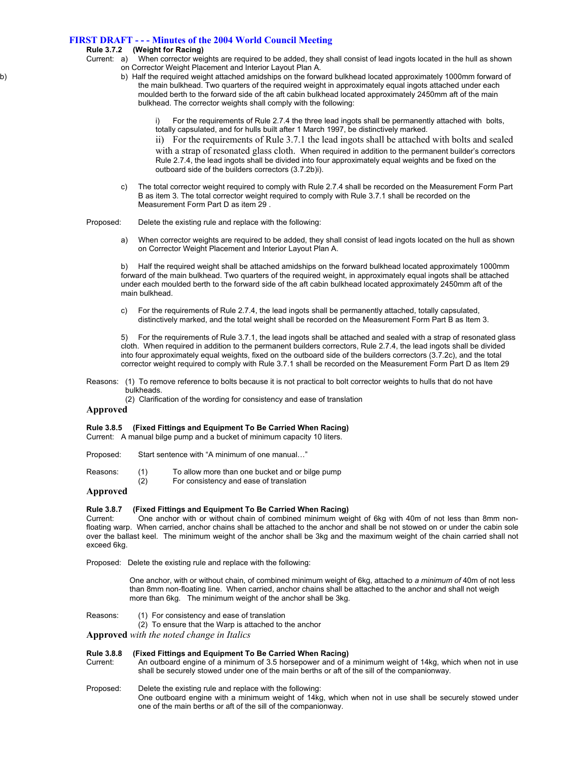## FIRST DRAFT - - - Minutes of the 2004 World Council Meeting

**Rule 3.7.2 (Weight for Racing)**

Current: a) When corrector weights are required to be added, they shall consist of lead ingots located in the hull as shown on Corrector Weight Placement and Interior Layout Plan A.

b) b) Half the required weight attached amidships on the forward bulkhead located approximately 1000mm forward of the main bulkhead. Two quarters of the required weight in approximately equal ingots attached under each moulded berth to the forward side of the aft cabin bulkhead located approximately 2450mm aft of the main bulkhead. The corrector weights shall comply with the following:

i) For the requirements of Rule 2.7.4 the three lead ingots shall be permanently attached with bolts, totally capsulated, and for hulls built after 1 March 1997, be distinctively marked.

ii) For the requirements of Rule 3.7.1 the lead ingots shall be attached with bolts and sealed with a strap of resonated glass cloth. When required in addition to the permanent builder's correctors Rule 2.7.4, the lead ingots shall be divided into four approximately equal weights and be fixed on the outboard side of the builders correctors (3.7.2b)i).

c) The total corrector weight required to comply with Rule 2.7.4 shall be recorded on the Measurement Form Part B as item 3. The total corrector weight required to comply with Rule 3.7.1 shall be recorded on the Measurement Form Part D as item 29 .

Proposed: Delete the existing rule and replace with the following:

a) When corrector weights are required to be added, they shall consist of lead ingots located on the hull as shown on Corrector Weight Placement and Interior Layout Plan A.

b) Half the required weight shall be attached amidships on the forward bulkhead located approximately 1000mm forward of the main bulkhead. Two quarters of the required weight, in approximately equal ingots shall be attached under each moulded berth to the forward side of the aft cabin bulkhead located approximately 2450mm aft of the main bulkhead.

c) For the requirements of Rule 2.7.4, the lead ingots shall be permanently attached, totally capsulated, distinctively marked, and the total weight shall be recorded on the Measurement Form Part B as Item 3.

5) For the requirements of Rule 3.7.1, the lead ingots shall be attached and sealed with a strap of resonated glass cloth. When required in addition to the permanent builders correctors, Rule 2.7.4, the lead ingots shall be divided into four approximately equal weights, fixed on the outboard side of the builders correctors (3.7.2c), and the total corrector weight required to comply with Rule 3.7.1 shall be recorded on the Measurement Form Part D as Item 29

Reasons: (1) To remove reference to bolts because it is not practical to bolt corrector weights to hulls that do not have bulkheads.
(2) Clarification of the wording for consistency and ease of translation

**Approved**

**Rule 3.8.5 (Fixed Fittings and Equipment To Be Carried When Racing)**

Current: A manual bilge pump and a bucket of minimum capacity 10 liters.

Proposed: Start sentence with "A minimum of one manual…"

Reasons: (1) To allow more than one bucket and or bilge pump
(2) For consistency and ease of translation

**Approved**

**Rule 3.8.7 (Fixed Fittings and Equipment To Be Carried When Racing)**

Current: One anchor with or without chain of combined minimum weight of 6kg with 40m of not less than 8mm non-floating warp. When carried, anchor chains shall be attached to the anchor and shall be not stowed on or under the cabin sole over the ballast keel. The minimum weight of the anchor shall be 3kg and the maximum weight of the chain carried shall not exceed 6kg.

Proposed: Delete the existing rule and replace with the following:

One anchor, with or without chain, of combined minimum weight of 6kg, attached to *a minimum of* 40m of not less than 8mm non-floating line. When carried, anchor chains shall be attached to the anchor and shall not weigh more than 6kg. The minimum weight of the anchor shall be 3kg.

Reasons: (1) For consistency and ease of translation
(2) To ensure that the Warp is attached to the anchor

**Approved** *with the noted change in Italics*

**Rule 3.8.8 (Fixed Fittings and Equipment To Be Carried When Racing)**

Current: An outboard engine of a minimum of 3.5 horsepower and of a minimum weight of 14kg, which when not in use shall be securely stowed under one of the main berths or aft of the sill of the companionway.

Proposed: Delete the existing rule and replace with the following:
One outboard engine with a minimum weight of 14kg, which when not in use shall be securely stowed under one of the main berths or aft of the sill of the companionway.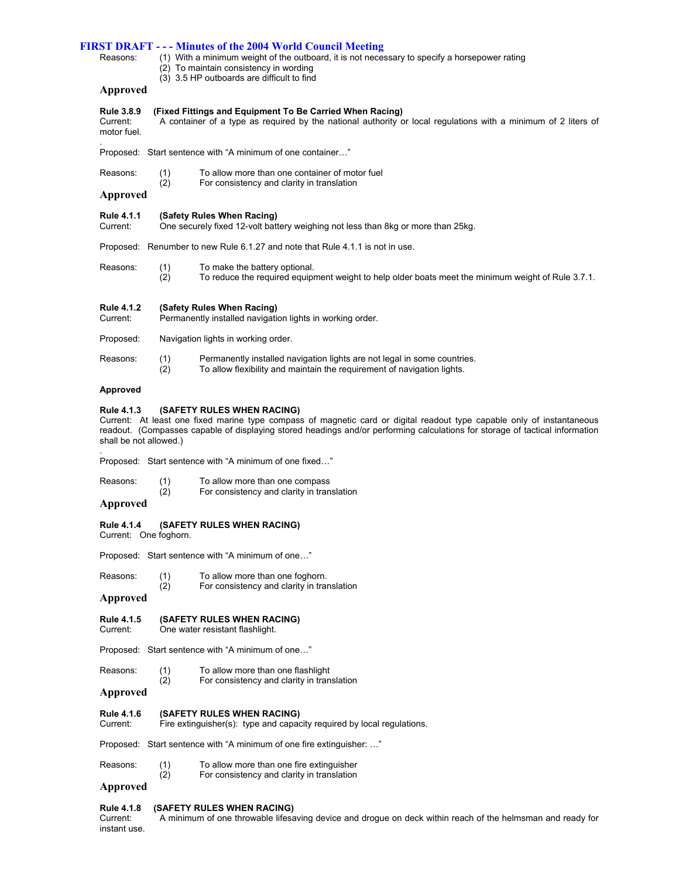Reasons: (1) With a minimum weight of the outboard, it is not necessary to specify a horsepower rating
(2) To maintain consistency in wording
(3) 3.5 HP outboards are difficult to find

**Approved**

**Rule 3.8.9 (Fixed Fittings and Equipment To Be Carried When Racing)**
Current: A container of a type as required by the national authority or local regulations with a minimum of 2 liters of motor fuel.

Proposed: Start sentence with "A minimum of one container…"

Reasons: (1) To allow more than one container of motor fuel
(2) For consistency and clarity in translation

**Approved**

**Rule 4.1.1 (Safety Rules When Racing)**
Current: One securely fixed 12-volt battery weighing not less than 8kg or more than 25kg.

Proposed: Renumber to new Rule 6.1.27 and note that Rule 4.1.1 is not in use.

Reasons: (1) To make the battery optional.
(2) To reduce the required equipment weight to help older boats meet the minimum weight of Rule 3.7.1.

**Rule 4.1.2 (Safety Rules When Racing)**
Current: Permanently installed navigation lights in working order.

Proposed: Navigation lights in working order.

Reasons: (1) Permanently installed navigation lights are not legal in some countries.
(2) To allow flexibility and maintain the requirement of navigation lights.

**Approved**

**Rule 4.1.3 (SAFETY RULES WHEN RACING)**
Current: At least one fixed marine type compass of magnetic card or digital readout type capable only of instantaneous readout. (Compasses capable of displaying stored headings and/or performing calculations for storage of tactical information shall be not allowed.)

Proposed: Start sentence with "A minimum of one fixed…"

Reasons: (1) To allow more than one compass
(2) For consistency and clarity in translation

**Approved**

**Rule 4.1.4 (SAFETY RULES WHEN RACING)**
Current: One foghorn.

Proposed: Start sentence with "A minimum of one…"

Reasons: (1) To allow more than one foghorn.
(2) For consistency and clarity in translation

**Approved**

**Rule 4.1.5 (SAFETY RULES WHEN RACING)**
Current: One water resistant flashlight.

Proposed: Start sentence with "A minimum of one…"

Reasons: (1) To allow more than one flashlight
(2) For consistency and clarity in translation

**Approved**

**Rule 4.1.6 (SAFETY RULES WHEN RACING)**
Current: Fire extinguisher(s): type and capacity required by local regulations.

Proposed: Start sentence with "A minimum of one fire extinguisher: …"

Reasons: (1) To allow more than one fire extinguisher
(2) For consistency and clarity in translation

**Approved**

**Rule 4.1.8 (SAFETY RULES WHEN RACING)**
Current: A minimum of one throwable lifesaving device and drogue on deck within reach of the helmsman and ready for instant use.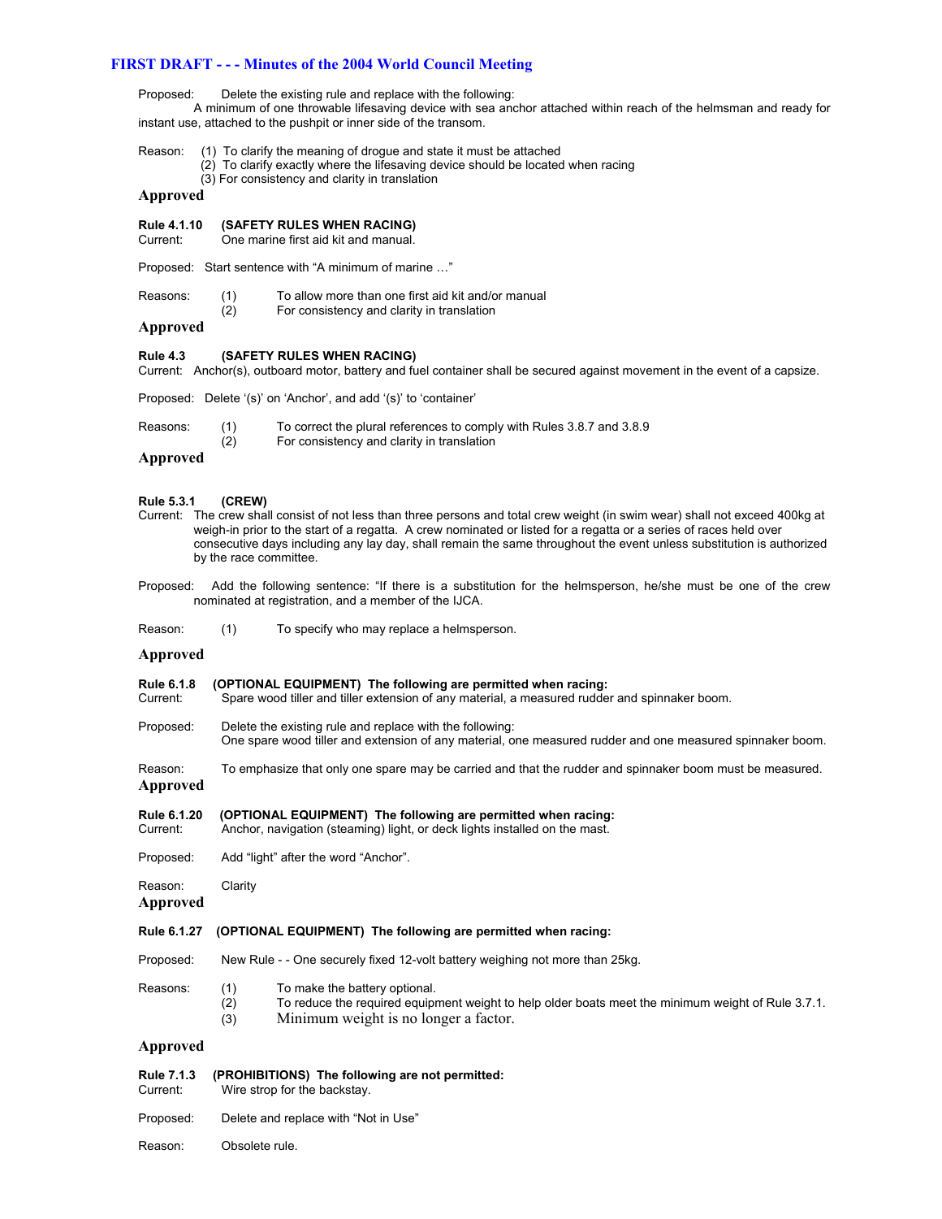Proposed: Delete the existing rule and replace with the following:
A minimum of one throwable lifesaving device with sea anchor attached within reach of the helmsman and ready for instant use, attached to the pushpit or inner side of the transom.

Reason: (1) To clarify the meaning of drogue and state it must be attached
(2) To clarify exactly where the lifesaving device should be located when racing
(3) For consistency and clarity in translation

**Approved**

**Rule 4.1.10 (SAFETY RULES WHEN RACING)**

Current: One marine first aid kit and manual.

Proposed: Start sentence with "A minimum of marine …"

Reasons: (1) To allow more than one first aid kit and/or manual
(2) For consistency and clarity in translation

**Approved**

**Rule 4.3 (SAFETY RULES WHEN RACING)**

Current: Anchor(s), outboard motor, battery and fuel container shall be secured against movement in the event of a capsize.

Proposed: Delete '(s)' on 'Anchor', and add '(s)' to 'container'

Reasons: (1) To correct the plural references to comply with Rules 3.8.7 and 3.8.9
(2) For consistency and clarity in translation

**Approved**

**Rule 5.3.1 (CREW)**

Current: The crew shall consist of not less than three persons and total crew weight (in swim wear) shall not exceed 400kg at weigh-in prior to the start of a regatta. A crew nominated or listed for a regatta or a series of races held over consecutive days including any lay day, shall remain the same throughout the event unless substitution is authorized by the race committee.

Proposed: Add the following sentence: "If there is a substitution for the helmsperson, he/she must be one of the crew nominated at registration, and a member of the IJCA.

Reason: (1) To specify who may replace a helmsperson.

**Approved**

**Rule 6.1.8 (OPTIONAL EQUIPMENT) The following are permitted when racing:**

Current: Spare wood tiller and tiller extension of any material, a measured rudder and spinnaker boom.

Proposed: Delete the existing rule and replace with the following:
One spare wood tiller and extension of any material, one measured rudder and one measured spinnaker boom.

Reason: To emphasize that only one spare may be carried and that the rudder and spinnaker boom must be measured.

**Approved**

**Rule 6.1.20 (OPTIONAL EQUIPMENT) The following are permitted when racing:**

Current: Anchor, navigation (steaming) light, or deck lights installed on the mast.

Proposed: Add "light" after the word "Anchor".

Reason: Clarity

**Approved**

**Rule 6.1.27 (OPTIONAL EQUIPMENT) The following are permitted when racing:**

Proposed: New Rule - - One securely fixed 12-volt battery weighing not more than 25kg.

Reasons: (1) To make the battery optional.
(2) To reduce the required equipment weight to help older boats meet the minimum weight of Rule 3.7.1.
(3) Minimum weight is no longer a factor.

**Approved**

**Rule 7.1.3 (PROHIBITIONS) The following are not permitted:**

Current: Wire strop for the backstay.

Proposed: Delete and replace with "Not in Use"

Reason: Obsolete rule.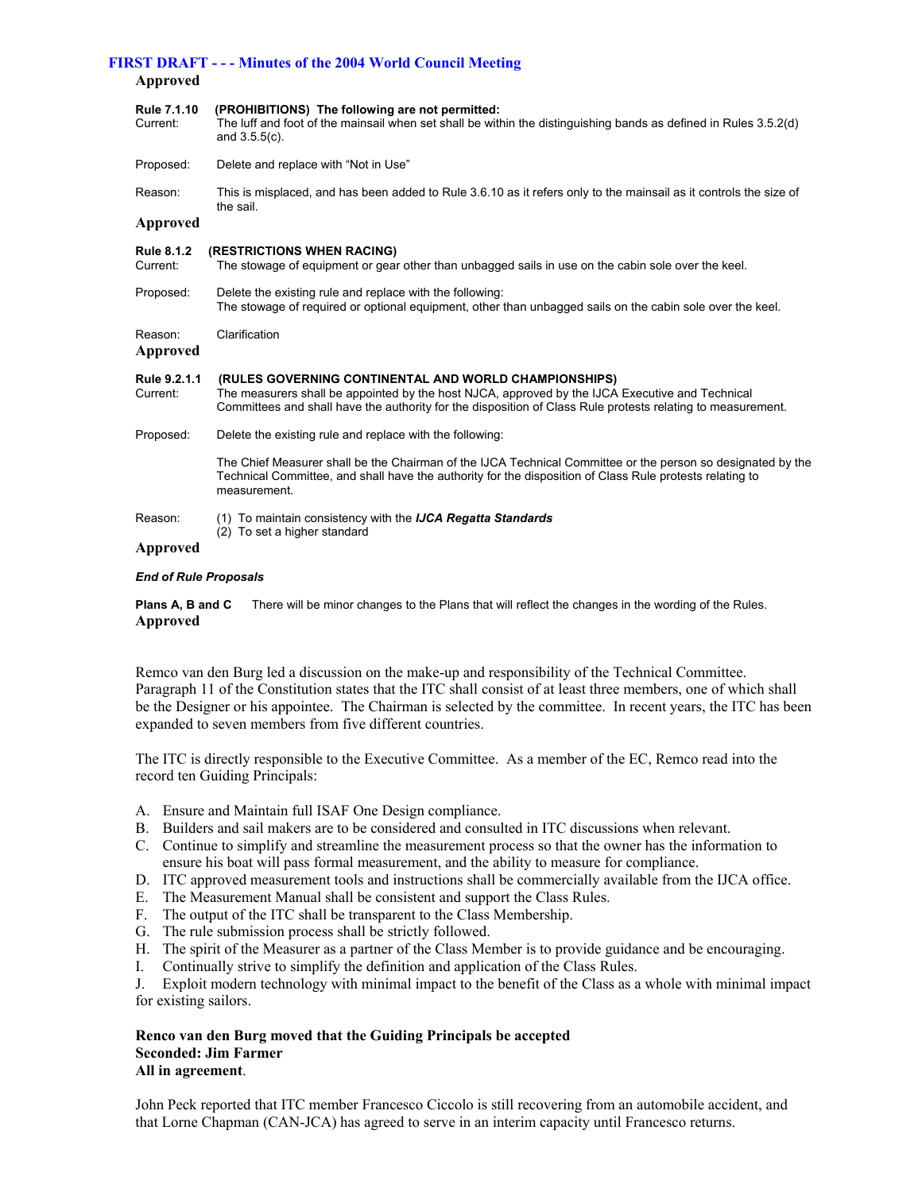**Approved**

**Rule 7.1.10 (PROHIBITIONS) The following are not permitted:**

Current: The luff and foot of the mainsail when set shall be within the distinguishing bands as defined in Rules 3.5.2(d) and 3.5.5(c).

Proposed: Delete and replace with "Not in Use"

Reason: This is misplaced, and has been added to Rule 3.6.10 as it refers only to the mainsail as it controls the size of the sail.

**Approved**

**Rule 8.1.2 (RESTRICTIONS WHEN RACING)**

Current: The stowage of equipment or gear other than unbagged sails in use on the cabin sole over the keel.

Proposed: Delete the existing rule and replace with the following:
The stowage of required or optional equipment, other than unbagged sails on the cabin sole over the keel.

Reason: Clarification

**Approved**

**Rule 9.2.1.1 (RULES GOVERNING CONTINENTAL AND WORLD CHAMPIONSHIPS)**

Current: The measurers shall be appointed by the host NJCA, approved by the IJCA Executive and Technical Committees and shall have the authority for the disposition of Class Rule protests relating to measurement.

Proposed: Delete the existing rule and replace with the following:

The Chief Measurer shall be the Chairman of the IJCA Technical Committee or the person so designated by the Technical Committee, and shall have the authority for the disposition of Class Rule protests relating to measurement.

Reason: (1) To maintain consistency with the ***IJCA Regatta Standards***
(2) To set a higher standard

**Approved**

***End of Rule Proposals***

**Plans A, B and C** There will be minor changes to the Plans that will reflect the changes in the wording of the Rules.

**Approved**

Remco van den Burg led a discussion on the make-up and responsibility of the Technical Committee. Paragraph 11 of the Constitution states that the ITC shall consist of at least three members, one of which shall be the Designer or his appointee. The Chairman is selected by the committee. In recent years, the ITC has been expanded to seven members from five different countries.

The ITC is directly responsible to the Executive Committee. As a member of the EC, Remco read into the record ten Guiding Principals:

A. Ensure and Maintain full ISAF One Design compliance.
B. Builders and sail makers are to be considered and consulted in ITC discussions when relevant.
C. Continue to simplify and streamline the measurement process so that the owner has the information to ensure his boat will pass formal measurement, and the ability to measure for compliance.
D. ITC approved measurement tools and instructions shall be commercially available from the IJCA office.
E. The Measurement Manual shall be consistent and support the Class Rules.
F. The output of the ITC shall be transparent to the Class Membership.
G. The rule submission process shall be strictly followed.
H. The spirit of the Measurer as a partner of the Class Member is to provide guidance and be encouraging.
I. Continually strive to simplify the definition and application of the Class Rules.
J. Exploit modern technology with minimal impact to the benefit of the Class as a whole with minimal impact for existing sailors.

**Renco van den Burg moved that the Guiding Principals be accepted**
**Seconded: Jim Farmer**
**All in agreement**.

John Peck reported that ITC member Francesco Ciccolo is still recovering from an automobile accident, and that Lorne Chapman (CAN-JCA) has agreed to serve in an interim capacity until Francesco returns.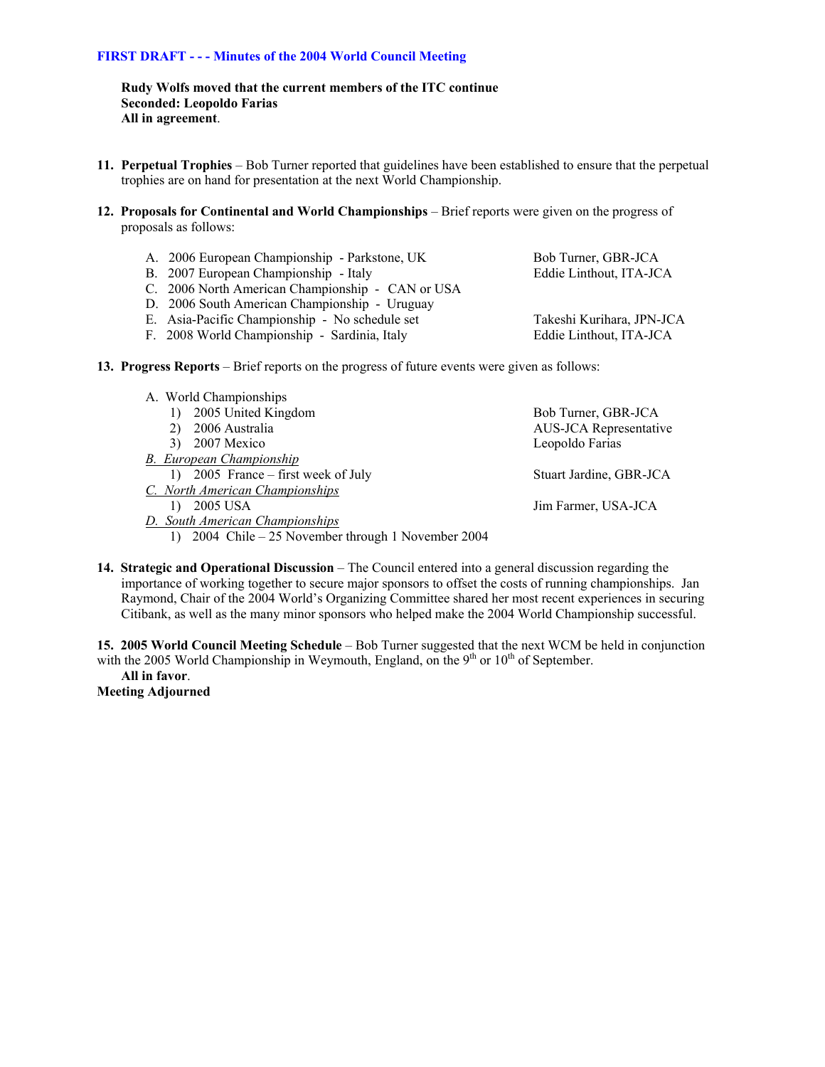**FIRST DRAFT - - - Minutes of the 2004 World Council Meeting**

**Rudy Wolfs moved that the current members of the ITC continue**
**Seconded: Leopoldo Farias**
**All in agreement**.

11. **Perpetual Trophies** – Bob Turner reported that guidelines have been established to ensure that the perpetual trophies are on hand for presentation at the next World Championship.

12. **Proposals for Continental and World Championships** – Brief reports were given on the progress of proposals as follows:

| | |
|---|---|
| A. 2006 European Championship - Parkstone, UK | Bob Turner, GBR-JCA |
| B. 2007 European Championship - Italy | Eddie Linthout, ITA-JCA |
| C. 2006 North American Championship - CAN or USA | |
| D. 2006 South American Championship - Uruguay | |
| E. Asia-Pacific Championship - No schedule set | Takeshi Kurihara, JPN-JCA |
| F. 2008 World Championship - Sardinia, Italy | Eddie Linthout, ITA-JCA |

13. **Progress Reports** – Brief reports on the progress of future events were given as follows:

| | |
|---|---|
| A. World Championships | |
| 1) 2005 United Kingdom | Bob Turner, GBR-JCA |
| 2) 2006 Australia | AUS-JCA Representative |
| 3) 2007 Mexico | Leopoldo Farias |
| *B. European Championship* | |
| 1) 2005 France – first week of July | Stuart Jardine, GBR-JCA |
| *C. North American Championships* | |
| 1) 2005 USA | Jim Farmer, USA-JCA |
| *D. South American Championships* | |
| 1) 2004 Chile – 25 November through 1 November 2004 | |

14. **Strategic and Operational Discussion** – The Council entered into a general discussion regarding the importance of working together to secure major sponsors to offset the costs of running championships. Jan Raymond, Chair of the 2004 World's Organizing Committee shared her most recent experiences in securing Citibank, as well as the many minor sponsors who helped make the 2004 World Championship successful.

15. **2005 World Council Meeting Schedule** – Bob Turner suggested that the next WCM be held in conjunction with the 2005 World Championship in Weymouth, England, on the 9th or 10th of September.

**All in favor**.

**Meeting Adjourned**